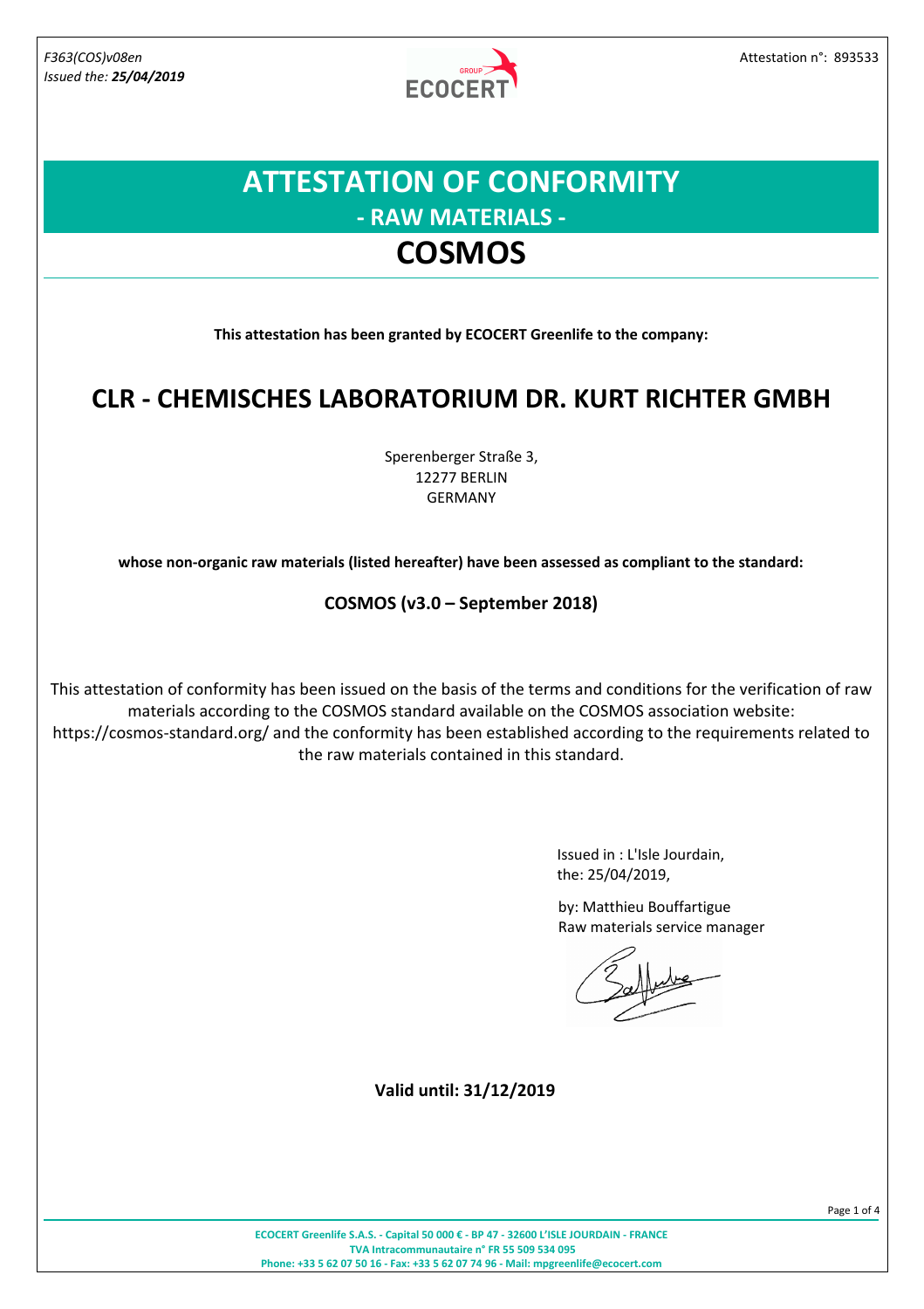F363(COS)v08en
*Issued the: **25/04/2019***

Attestation n°: 893533

# ATTESTATION OF CONFORMITY

## - RAW MATERIALS -

# COSMOS

**This attestation has been granted by ECOCERT Greenlife to the company:**

## CLR - CHEMISCHES LABORATORIUM DR. KURT RICHTER GMBH

Sperenberger Straße 3,
12277 BERLIN
GERMANY

**whose non-organic raw materials (listed hereafter) have been assessed as compliant to the standard:**

**COSMOS (v3.0 – September 2018)**

This attestation of conformity has been issued on the basis of the terms and conditions for the verification of raw materials according to the COSMOS standard available on the COSMOS association website: https://cosmos-standard.org/ and the conformity has been established according to the requirements related to the raw materials contained in this standard.

Issued in : L'Isle Jourdain,
the: 25/04/2019,

by: Matthieu Bouffartigue
Raw materials service manager

**Valid until: 31/12/2019**

**ECOCERT Greenlife S.A.S. - Capital 50 000 € - BP 47 - 32600 L'ISLE JOURDAIN - FRANCE**
**TVA Intracommunautaire n° FR 55 509 534 095**
**Phone: +33 5 62 07 50 16 - Fax: +33 5 62 07 74 96 - Mail: mpgreenlife@ecocert.com**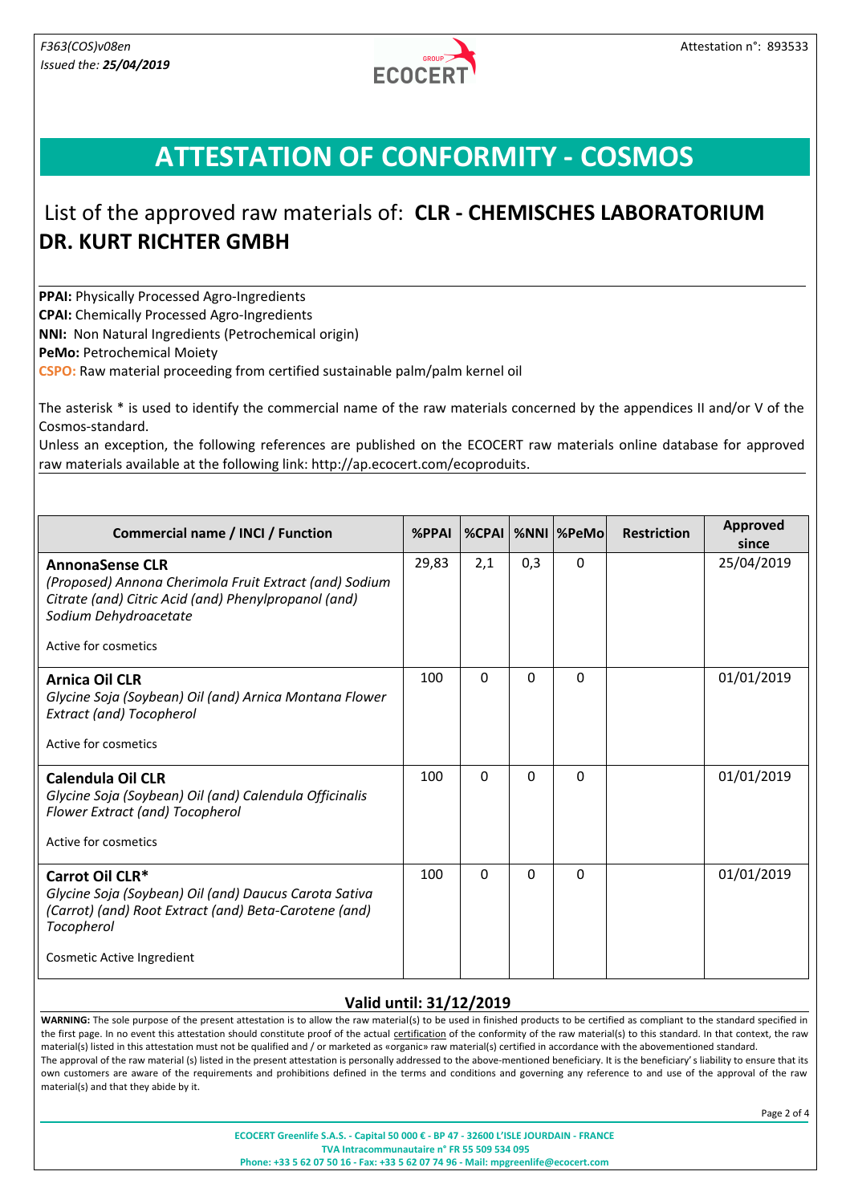# ATTESTATION OF CONFORMITY - COSMOS

## List of the approved raw materials of: **CLR - CHEMISCHES LABORATORIUM DR. KURT RICHTER GMBH**

**PPAI:** Physically Processed Agro-Ingredients
**CPAI:** Chemically Processed Agro-Ingredients
**NNI:** Non Natural Ingredients (Petrochemical origin)
**PeMo:** Petrochemical Moiety
**CSPO:** Raw material proceeding from certified sustainable palm/palm kernel oil

The asterisk * is used to identify the commercial name of the raw materials concerned by the appendices II and/or V of the Cosmos-standard.
Unless an exception, the following references are published on the ECOCERT raw materials online database for approved raw materials available at the following link: http://ap.ecocert.com/ecoproduits.

| Commercial name / INCI / Function | %PPAI | %CPAI | %NNI | %PeMo | Restriction | Approved since |
|---|---|---|---|---|---|---|
| **AnnonaSense CLR**<br>*(Proposed) Annona Cherimola Fruit Extract (and) Sodium Citrate (and) Citric Acid (and) Phenylpropanol (and) Sodium Dehydroacetate*<br>Active for cosmetics | 29,83 | 2,1 | 0,3 | 0 | | 25/04/2019 |
| **Arnica Oil CLR**<br>*Glycine Soja (Soybean) Oil (and) Arnica Montana Flower Extract (and) Tocopherol*<br>Active for cosmetics | 100 | 0 | 0 | 0 | | 01/01/2019 |
| **Calendula Oil CLR**<br>*Glycine Soja (Soybean) Oil (and) Calendula Officinalis Flower Extract (and) Tocopherol*<br>Active for cosmetics | 100 | 0 | 0 | 0 | | 01/01/2019 |
| **Carrot Oil CLR***<br>*Glycine Soja (Soybean) Oil (and) Daucus Carota Sativa (Carrot) (and) Root Extract (and) Beta-Carotene (and) Tocopherol*<br>Cosmetic Active Ingredient | 100 | 0 | 0 | 0 | | 01/01/2019 |

**Valid until: 31/12/2019**

**WARNING:** The sole purpose of the present attestation is to allow the raw material(s) to be used in finished products to be certified as compliant to the standard specified in the first page. In no event this attestation should constitute proof of the actual certification of the conformity of the raw material(s) to this standard. In that context, the raw material(s) listed in this attestation must not be qualified and / or marketed as «organic» raw material(s) certified in accordance with the abovementioned standard.
The approval of the raw material (s) listed in the present attestation is personally addressed to the above-mentioned beneficiary. It is the beneficiary's liability to ensure that its own customers are aware of the requirements and prohibitions defined in the terms and conditions and governing any reference to and use of the approval of the raw material(s) and that they abide by it.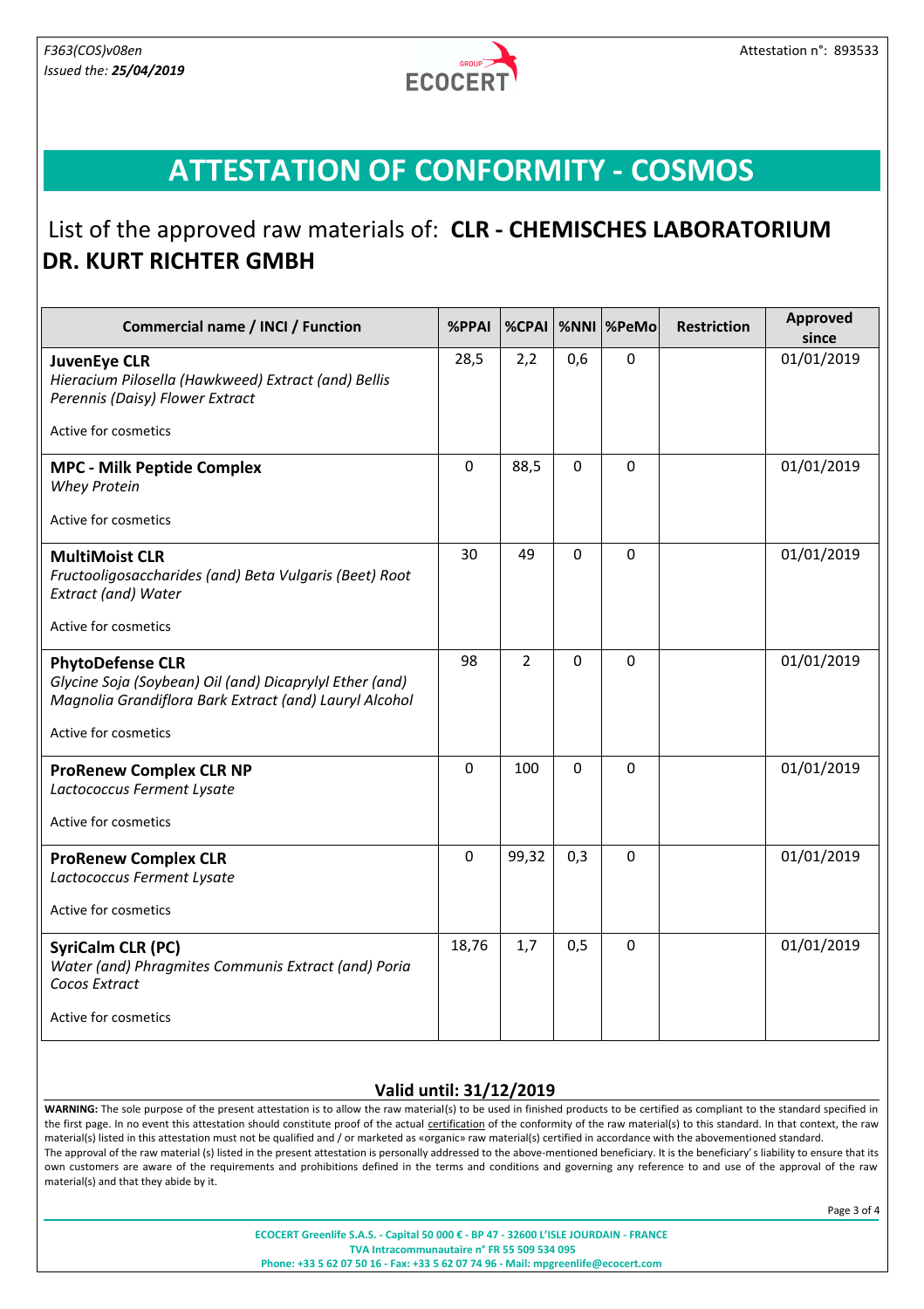F363(COS)v08en
Issued the: ***25/04/2019***

Attestation n°: 893533

# ATTESTATION OF CONFORMITY - COSMOS

## List of the approved raw materials of: **CLR - CHEMISCHES LABORATORIUM DR. KURT RICHTER GMBH**

| Commercial name / INCI / Function | %PPAI | %CPAI | %NNI | %PeMo | Restriction | Approved since |
|---|---|---|---|---|---|---|
| **JuvenEye CLR**<br>*Hieracium Pilosella (Hawkweed) Extract (and) Bellis Perennis (Daisy) Flower Extract*<br><br>Active for cosmetics | 28,5 | 2,2 | 0,6 | 0 | | 01/01/2019 |
| **MPC - Milk Peptide Complex**<br>*Whey Protein*<br><br>Active for cosmetics | 0 | 88,5 | 0 | 0 | | 01/01/2019 |
| **MultiMoist CLR**<br>*Fructooligosaccharides (and) Beta Vulgaris (Beet) Root Extract (and) Water*<br><br>Active for cosmetics | 30 | 49 | 0 | 0 | | 01/01/2019 |
| **PhytoDefense CLR**<br>*Glycine Soja (Soybean) Oil (and) Dicaprylyl Ether (and) Magnolia Grandiflora Bark Extract (and) Lauryl Alcohol*<br><br>Active for cosmetics | 98 | 2 | 0 | 0 | | 01/01/2019 |
| **ProRenew Complex CLR NP**<br>*Lactococcus Ferment Lysate*<br><br>Active for cosmetics | 0 | 100 | 0 | 0 | | 01/01/2019 |
| **ProRenew Complex CLR**<br>*Lactococcus Ferment Lysate*<br><br>Active for cosmetics | 0 | 99,32 | 0,3 | 0 | | 01/01/2019 |
| **SyriCalm CLR (PC)**<br>*Water (and) Phragmites Communis Extract (and) Poria Cocos Extract*<br><br>Active for cosmetics | 18,76 | 1,7 | 0,5 | 0 | | 01/01/2019 |

**Valid until: 31/12/2019**

**WARNING:** The sole purpose of the present attestation is to allow the raw material(s) to be used in finished products to be certified as compliant to the standard specified in the first page. In no event this attestation should constitute proof of the actual certification of the conformity of the raw material(s) to this standard. In that context, the raw material(s) listed in this attestation must not be qualified and / or marketed as «organic» raw material(s) certified in accordance with the abovementioned standard.
The approval of the raw material (s) listed in the present attestation is personally addressed to the above-mentioned beneficiary. It is the beneficiary' s liability to ensure that its own customers are aware of the requirements and prohibitions defined in the terms and conditions and governing any reference to and use of the approval of the raw material(s) and that they abide by it.

**ECOCERT Greenlife S.A.S. - Capital 50 000 € - BP 47 - 32600 L'ISLE JOURDAIN - FRANCE**
**TVA Intracommunautaire n° FR 55 509 534 095**
**Phone: +33 5 62 07 50 16 - Fax: +33 5 62 07 74 96 - Mail: mpgreenlife@ecocert.com**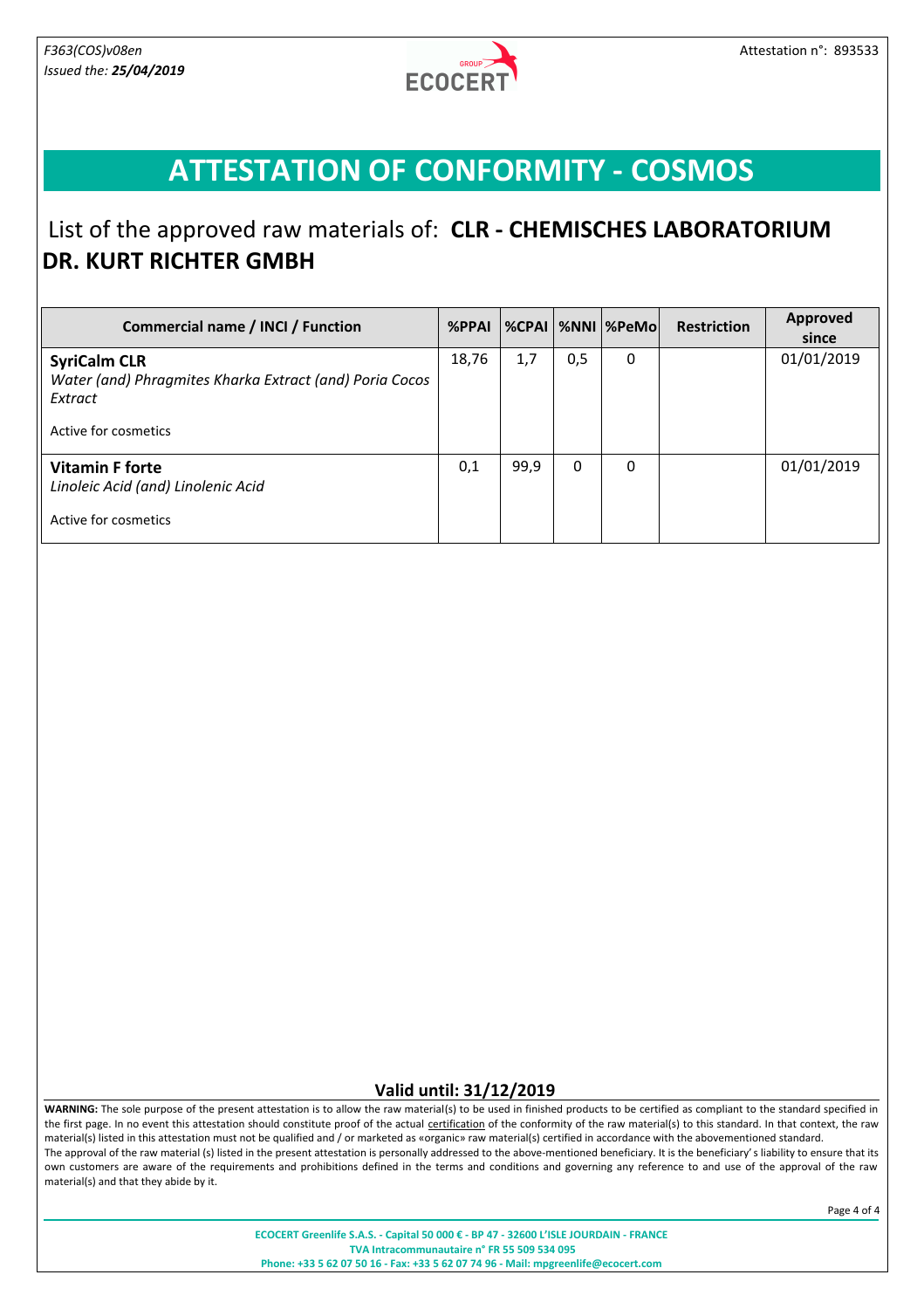F363(COS)v08en
Issued the: **25/04/2019**

Attestation n°: 893533

# ATTESTATION OF CONFORMITY - COSMOS

## List of the approved raw materials of: **CLR - CHEMISCHES LABORATORIUM DR. KURT RICHTER GMBH**

| Commercial name / INCI / Function | %PPAI | %CPAI | %NNI | %PeMo | Restriction | Approved since |
|---|---|---|---|---|---|---|
| **SyriCalm CLR**<br>*Water (and) Phragmites Kharka Extract (and) Poria Cocos Extract*<br><br>Active for cosmetics | 18,76 | 1,7 | 0,5 | 0 | | 01/01/2019 |
| **Vitamin F forte**<br>*Linoleic Acid (and) Linolenic Acid*<br><br>Active for cosmetics | 0,1 | 99,9 | 0 | 0 | | 01/01/2019 |

**Valid until: 31/12/2019**

**WARNING:** The sole purpose of the present attestation is to allow the raw material(s) to be used in finished products to be certified as compliant to the standard specified in the first page. In no event this attestation should constitute proof of the actual certification of the conformity of the raw material(s) to this standard. In that context, the raw material(s) listed in this attestation must not be qualified and / or marketed as «organic» raw material(s) certified in accordance with the abovementioned standard.
The approval of the raw material (s) listed in the present attestation is personally addressed to the above-mentioned beneficiary. It is the beneficiary' s liability to ensure that its own customers are aware of the requirements and prohibitions defined in the terms and conditions and governing any reference to and use of the approval of the raw material(s) and that they abide by it.

**ECOCERT Greenlife S.A.S. - Capital 50 000 € - BP 47 - 32600 L'ISLE JOURDAIN - FRANCE**
**TVA Intracommunautaire n° FR 55 509 534 095**
**Phone: +33 5 62 07 50 16 - Fax: +33 5 62 07 74 96 - Mail: mpgreenlife@ecocert.com**